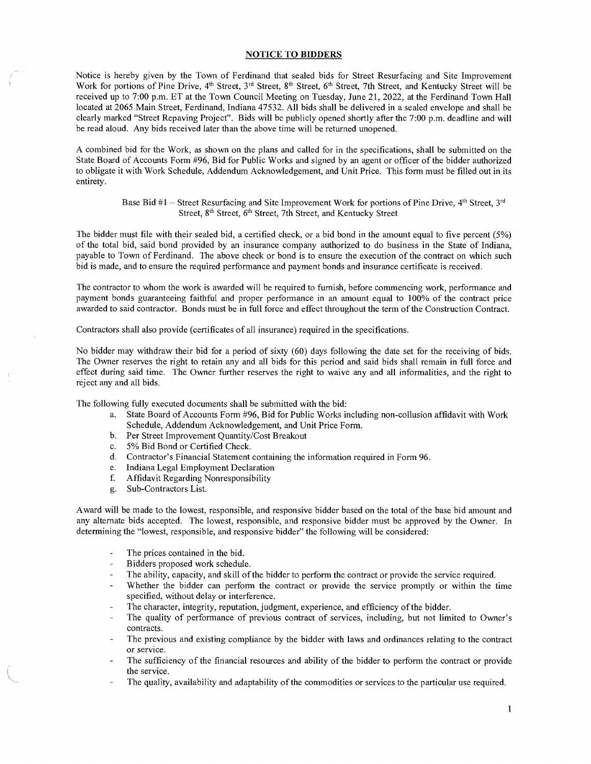## NOTICE TO BIDDERS

Notice is hereby given by the Town of Ferdinand that sealed bids for Street Resurfacing and Site Improvement Work for portions of Pine Drive, 4th Street, 3rd Street, 8th Street, 6th Street, 7th Street, and Kentucky Street will be received up to 7:00 p.m. ET at the Town Council Meeting on Tuesday, June 21, 2022, at the Ferdinand Town Hall located at 2065 Main Street, Ferdinand, Indiana 47532. All bids shall be delivered in a sealed envelope and shall be clearly marked "Street Repaving Project". Bids will be publicly opened shortly after the 7:00 p.m. deadline and will be read aloud. Any bids received later than the above time will be returned unopened.

A combined bid for the Work, as shown on the plans and called for in the specifications, shall be submitted on the State Board of Accounts Form #96, Bid for Public Works and signed by an agent or officer of the bidder authorized to obligate it with Work Schedule, Addendum Acknowledgement, and Unit Price. This form must be filled out in its entirety.

> Base Bid #1 – Street Resurfacing and Site Improvement Work for portions of Pine Drive, 4th Street, 3rd Street, 8th Street, 6th Street, 7th Street, and Kentucky Street

The bidder must file with their sealed bid, a certified check, or a bid bond in the amount equal to five percent (5%) of the total bid, said bond provided by an insurance company authorized to do business in the State of Indiana, payable to Town of Ferdinand. The above check or bond is to ensure the execution of the contract on which such bid is made, and to ensure the required performance and payment bonds and insurance certificate is received.

The contractor to whom the work is awarded will be required to furnish, before commencing work, performance and payment bonds guaranteeing faithful and proper performance in an amount equal to 100% of the contract price awarded to said contractor. Bonds must be in full force and effect throughout the term of the Construction Contract.

Contractors shall also provide (certificates of all insurance) required in the specifications.

No bidder may withdraw their bid for a period of sixty (60) days following the date set for the receiving of bids. The Owner reserves the right to retain any and all bids for this period and said bids shall remain in full force and effect during said time. The Owner further reserves the right to waive any and all informalities, and the right to reject any and all bids.

The following fully executed documents shall be submitted with the bid:

a. State Board of Accounts Form #96, Bid for Public Works including non-collusion affidavit with Work Schedule, Addendum Acknowledgement, and Unit Price Form.
b. Per Street Improvement Quantity/Cost Breakout
c. 5% Bid Bond or Certified Check.
d. Contractor's Financial Statement containing the information required in Form 96.
e. Indiana Legal Employment Declaration
f. Affidavit Regarding Nonresponsibility
g. Sub-Contractors List.

Award will be made to the lowest, responsible, and responsive bidder based on the total of the base bid amount and any alternate bids accepted. The lowest, responsible, and responsive bidder must be approved by the Owner. In determining the "lowest, responsible, and responsive bidder" the following will be considered:

- The prices contained in the bid.
- Bidders proposed work schedule.
- The ability, capacity, and skill of the bidder to perform the contract or provide the service required.
- Whether the bidder can perform the contract or provide the service promptly or within the time specified, without delay or interference.
- The character, integrity, reputation, judgment, experience, and efficiency of the bidder.
- The quality of performance of previous contract of services, including, but not limited to Owner's contracts.
- The previous and existing compliance by the bidder with laws and ordinances relating to the contract or service.
- The sufficiency of the financial resources and ability of the bidder to perform the contract or provide the service.
- The quality, availability and adaptability of the commodities or services to the particular use required.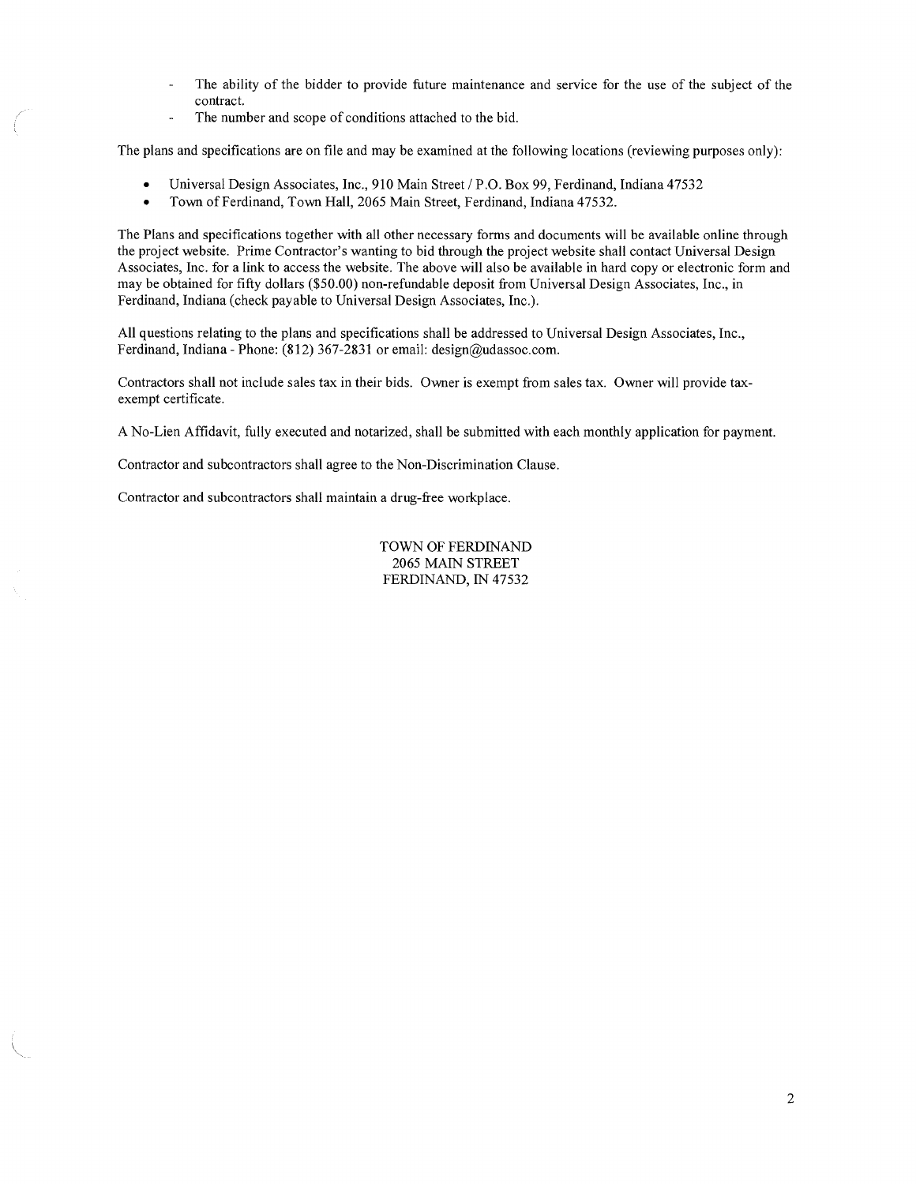- The ability of the bidder to provide future maintenance and service for the use of the subject of the contract.
- The number and scope of conditions attached to the bid.

The plans and specifications are on file and may be examined at the following locations (reviewing purposes only):

- Universal Design Associates, Inc., 910 Main Street / P.O. Box 99, Ferdinand, Indiana 47532
- Town of Ferdinand, Town Hall, 2065 Main Street, Ferdinand, Indiana 47532.

The Plans and specifications together with all other necessary forms and documents will be available online through the project website. Prime Contractor's wanting to bid through the project website shall contact Universal Design Associates, Inc. for a link to access the website. The above will also be available in hard copy or electronic form and may be obtained for fifty dollars ($50.00) non-refundable deposit from Universal Design Associates, Inc., in Ferdinand, Indiana (check payable to Universal Design Associates, Inc.).

All questions relating to the plans and specifications shall be addressed to Universal Design Associates, Inc., Ferdinand, Indiana - Phone: (812) 367-2831 or email: design@udassoc.com.

Contractors shall not include sales tax in their bids. Owner is exempt from sales tax. Owner will provide tax-exempt certificate.

A No-Lien Affidavit, fully executed and notarized, shall be submitted with each monthly application for payment.

Contractor and subcontractors shall agree to the Non-Discrimination Clause.

Contractor and subcontractors shall maintain a drug-free workplace.

TOWN OF FERDINAND
2065 MAIN STREET
FERDINAND, IN 47532